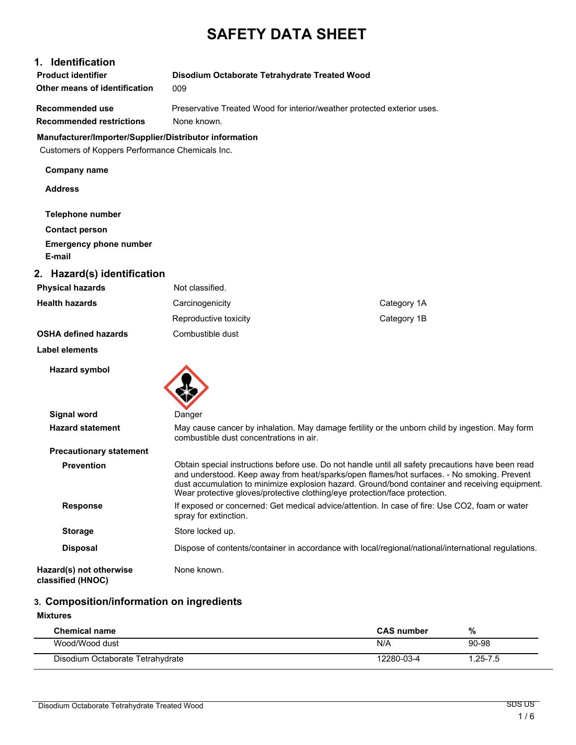# SAFETY DATA SHEET

## 1. Identification

**Product identifier** Disodium Octaborate Tetrahydrate Treated Wood

**Other means of identification** 009

**Recommended use** Preservative Treated Wood for interior/weather protected exterior uses.

**Recommended restrictions** None known.

**Manufacturer/Importer/Supplier/Distributor information**

Customers of Koppers Performance Chemicals Inc.

**Company name**

**Address**

**Telephone number**

**Contact person**

**Emergency phone number**

**E-mail**

## 2. Hazard(s) identification

**Physical hazards** Not classified.

**Health hazards**

| | |
|---|---|
| Carcinogenicity | Category 1A |
| Reproductive toxicity | Category 1B |

**OSHA defined hazards** Combustible dust

**Label elements**

**Hazard symbol**

**Signal word** Danger

**Hazard statement** May cause cancer by inhalation. May damage fertility or the unborn child by ingestion. May form combustible dust concentrations in air.

**Precautionary statement**

**Prevention** Obtain special instructions before use. Do not handle until all safety precautions have been read and understood. Keep away from heat/sparks/open flames/hot surfaces. - No smoking. Prevent dust accumulation to minimize explosion hazard. Ground/bond container and receiving equipment. Wear protective gloves/protective clothing/eye protection/face protection.

**Response** If exposed or concerned: Get medical advice/attention. In case of fire: Use $CO_2$, foam or water spray for extinction.

**Storage** Store locked up.

**Disposal** Dispose of contents/container in accordance with local/regional/national/international regulations.

**Hazard(s) not otherwise classified (HNOC)** None known.

## 3. Composition/information on ingredients

**Mixtures**

| Chemical name | CAS number | % |
|---|---|---|
| Wood/Wood dust | N/A | 90-98 |
| Disodium Octaborate Tetrahydrate | 12280-03-4 | 1.25-7.5 |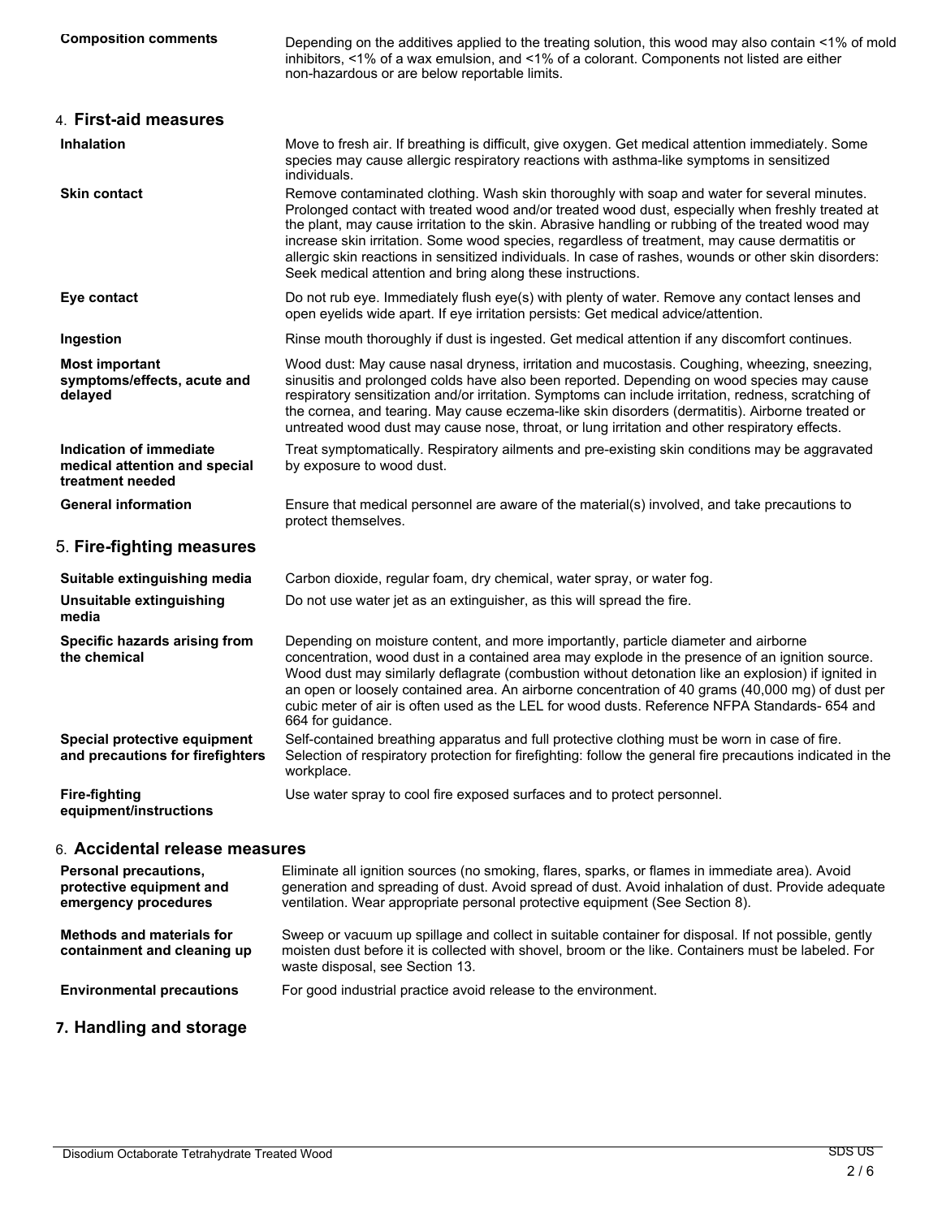| | |
|---|---|
| **Composition comments** | Depending on the additives applied to the treating solution, this wood may also contain <1% of mold inhibitors, <1% of a wax emulsion, and <1% of a colorant. Components not listed are either non-hazardous or are below reportable limits. |

## 4. First-aid measures

| | |
|---|---|
| **Inhalation** | Move to fresh air. If breathing is difficult, give oxygen. Get medical attention immediately. Some species may cause allergic respiratory reactions with asthma-like symptoms in sensitized individuals. |
| **Skin contact** | Remove contaminated clothing. Wash skin thoroughly with soap and water for several minutes. Prolonged contact with treated wood and/or treated wood dust, especially when freshly treated at the plant, may cause irritation to the skin. Abrasive handling or rubbing of the treated wood may increase skin irritation. Some wood species, regardless of treatment, may cause dermatitis or allergic skin reactions in sensitized individuals. In case of rashes, wounds or other skin disorders: Seek medical attention and bring along these instructions. |
| **Eye contact** | Do not rub eye. Immediately flush eye(s) with plenty of water. Remove any contact lenses and open eyelids wide apart. If eye irritation persists: Get medical advice/attention. |
| **Ingestion** | Rinse mouth thoroughly if dust is ingested. Get medical attention if any discomfort continues. |
| **Most important symptoms/effects, acute and delayed** | Wood dust: May cause nasal dryness, irritation and mucostasis. Coughing, wheezing, sneezing, sinusitis and prolonged colds have also been reported. Depending on wood species may cause respiratory sensitization and/or irritation. Symptoms can include irritation, redness, scratching of the cornea, and tearing. May cause eczema-like skin disorders (dermatitis). Airborne treated or untreated wood dust may cause nose, throat, or lung irritation and other respiratory effects. |
| **Indication of immediate medical attention and special treatment needed** | Treat symptomatically. Respiratory ailments and pre-existing skin conditions may be aggravated by exposure to wood dust. |
| **General information** | Ensure that medical personnel are aware of the material(s) involved, and take precautions to protect themselves. |

## 5. Fire-fighting measures

| | |
|---|---|
| **Suitable extinguishing media** | Carbon dioxide, regular foam, dry chemical, water spray, or water fog. |
| **Unsuitable extinguishing media** | Do not use water jet as an extinguisher, as this will spread the fire. |
| **Specific hazards arising from the chemical** | Depending on moisture content, and more importantly, particle diameter and airborne concentration, wood dust in a contained area may explode in the presence of an ignition source. Wood dust may similarly deflagrate (combustion without detonation like an explosion) if ignited in an open or loosely contained area. An airborne concentration of 40 grams (40,000 mg) of dust per cubic meter of air is often used as the LEL for wood dusts. Reference NFPA Standards- 654 and 664 for guidance. |
| **Special protective equipment and precautions for firefighters** | Self-contained breathing apparatus and full protective clothing must be worn in case of fire. Selection of respiratory protection for firefighting: follow the general fire precautions indicated in the workplace. |
| **Fire-fighting equipment/instructions** | Use water spray to cool fire exposed surfaces and to protect personnel. |

## 6. Accidental release measures

| | |
|---|---|
| **Personal precautions, protective equipment and emergency procedures** | Eliminate all ignition sources (no smoking, flares, sparks, or flames in immediate area). Avoid generation and spreading of dust. Avoid spread of dust. Avoid inhalation of dust. Provide adequate ventilation. Wear appropriate personal protective equipment (See Section 8). |
| **Methods and materials for containment and cleaning up** | Sweep or vacuum up spillage and collect in suitable container for disposal. If not possible, gently moisten dust before it is collected with shovel, broom or the like. Containers must be labeled. For waste disposal, see Section 13. |
| **Environmental precautions** | For good industrial practice avoid release to the environment. |

## 7. Handling and storage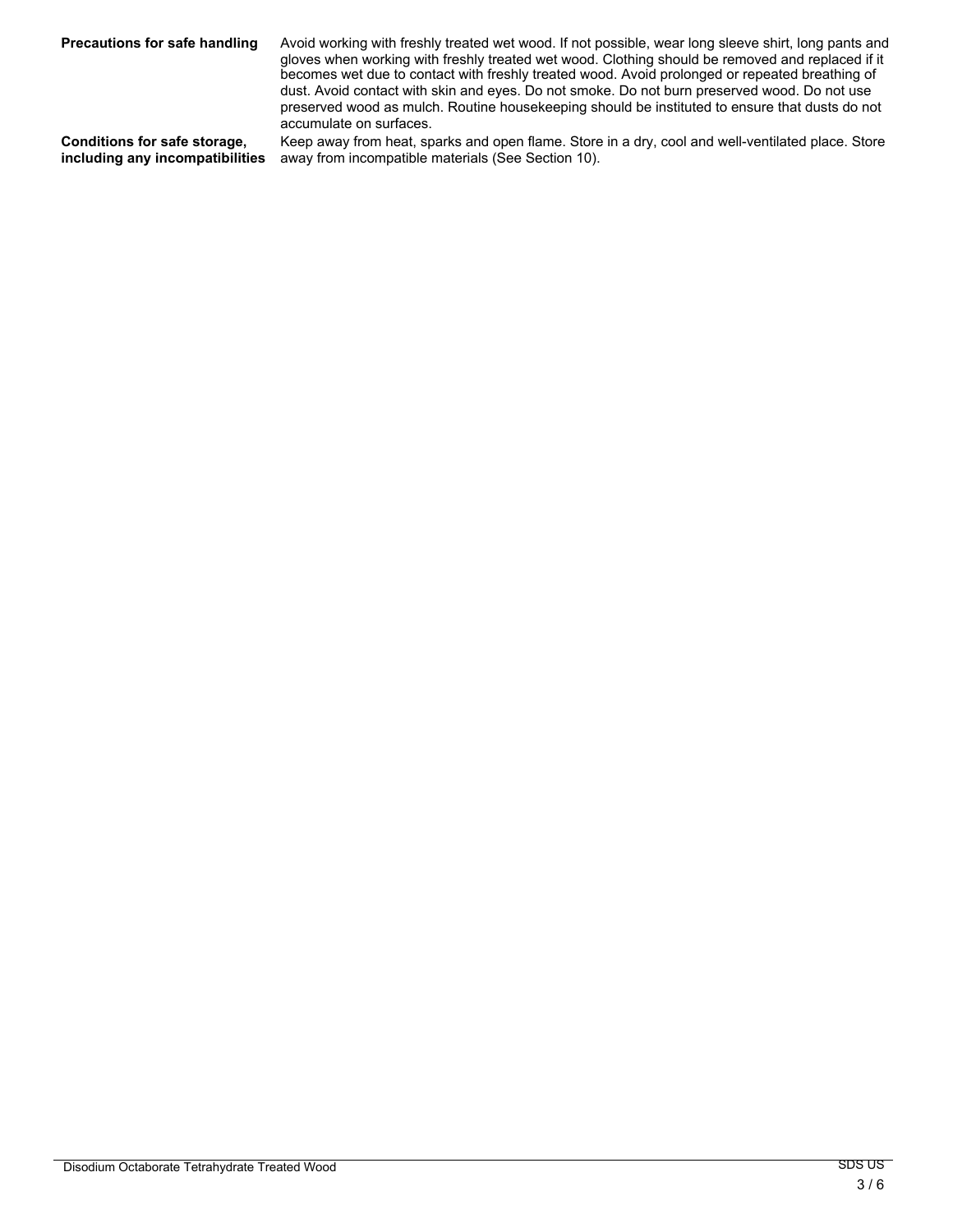| | |
|---|---|
| **Precautions for safe handling** | Avoid working with freshly treated wet wood. If not possible, wear long sleeve shirt, long pants and gloves when working with freshly treated wet wood. Clothing should be removed and replaced if it becomes wet due to contact with freshly treated wood. Avoid prolonged or repeated breathing of dust. Avoid contact with skin and eyes. Do not smoke. Do not burn preserved wood. Do not use preserved wood as mulch. Routine housekeeping should be instituted to ensure that dusts do not accumulate on surfaces. |
| **Conditions for safe storage, including any incompatibilities** | Keep away from heat, sparks and open flame. Store in a dry, cool and well-ventilated place. Store away from incompatible materials (See Section 10). |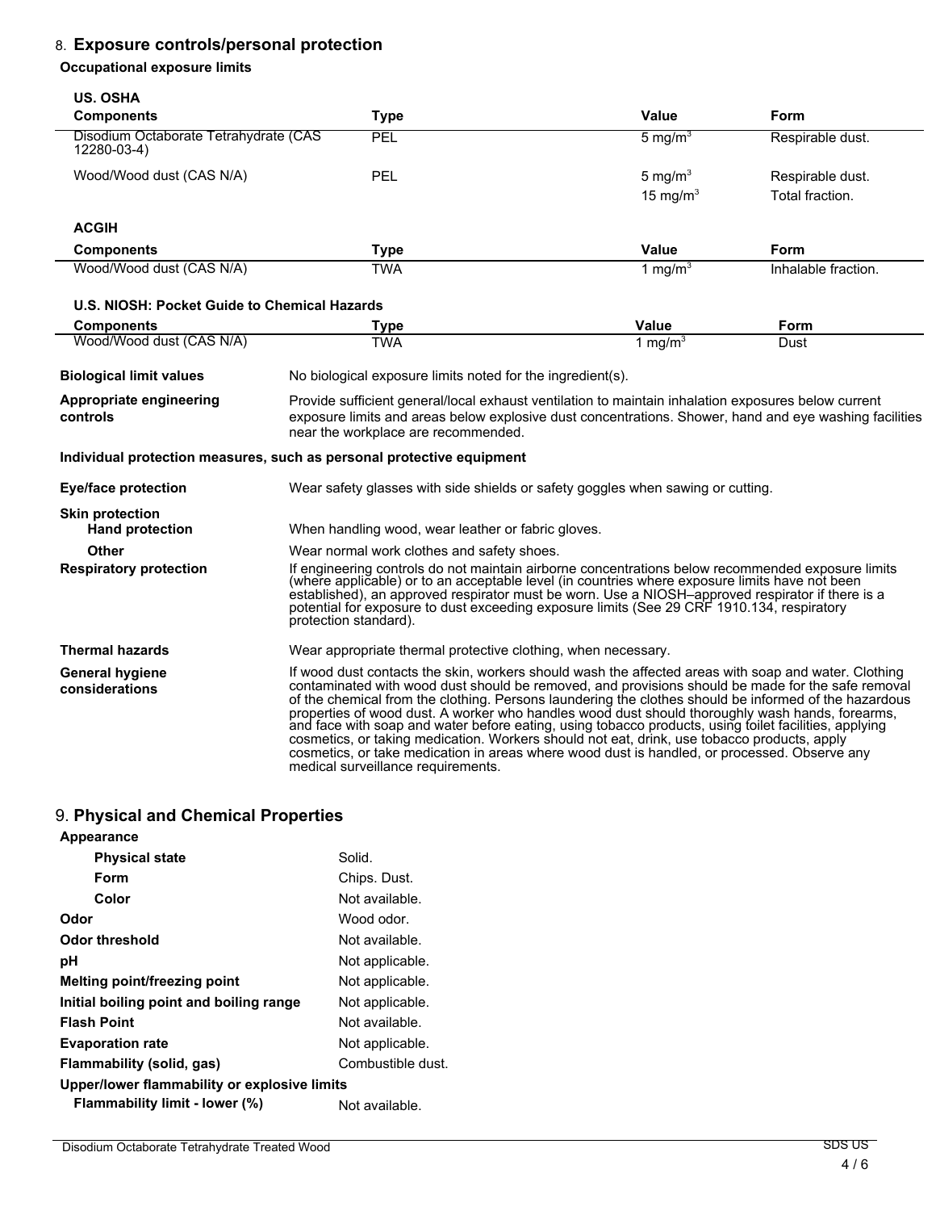## 8. Exposure controls/personal protection

**Occupational exposure limits**

**US. OSHA**

| Components | Type | Value | Form |
|---|---|---|---|
| Disodium Octaborate Tetrahydrate (CAS 12280-03-4) | PEL | 5 mg/m$^3$ | Respirable dust. |
| Wood/Wood dust (CAS N/A) | PEL | 5 mg/m$^3$ | Respirable dust. |
| | | 15 mg/m$^3$ | Total fraction. |

**ACGIH**

| Components | Type | Value | Form |
|---|---|---|---|
| Wood/Wood dust (CAS N/A) | TWA | 1 mg/m$^3$ | Inhalable fraction. |

**U.S. NIOSH: Pocket Guide to Chemical Hazards**

| Components | Type | Value | Form |
|---|---|---|---|
| Wood/Wood dust (CAS N/A) | TWA | 1 mg/m$^3$ | Dust |

**Biological limit values** No biological exposure limits noted for the ingredient(s).

**Appropriate engineering controls** Provide sufficient general/local exhaust ventilation to maintain inhalation exposures below current exposure limits and areas below explosive dust concentrations. Shower, hand and eye washing facilities near the workplace are recommended.

**Individual protection measures, such as personal protective equipment**

**Eye/face protection** Wear safety glasses with side shields or safety goggles when sawing or cutting.

**Skin protection**

**Hand protection** When handling wood, wear leather or fabric gloves.

**Other** Wear normal work clothes and safety shoes.

**Respiratory protection** If engineering controls do not maintain airborne concentrations below recommended exposure limits (where applicable) or to an acceptable level (in countries where exposure limits have not been established), an approved respirator must be worn. Use a NIOSH–approved respirator if there is a potential for exposure to dust exceeding exposure limits (See 29 CRF 1910.134, respiratory protection standard).

**Thermal hazards** Wear appropriate thermal protective clothing, when necessary.

**General hygiene considerations** If wood dust contacts the skin, workers should wash the affected areas with soap and water. Clothing contaminated with wood dust should be removed, and provisions should be made for the safe removal of the chemical from the clothing. Persons laundering the clothes should be informed of the hazardous properties of wood dust. A worker who handles wood dust should thoroughly wash hands, forearms, and face with soap and water before eating, using tobacco products, using toilet facilities, applying cosmetics, or taking medication. Workers should not eat, drink, use tobacco products, apply cosmetics, or take medication in areas where wood dust is handled, or processed. Observe any medical surveillance requirements.

## 9. Physical and Chemical Properties

**Appearance**

**Physical state** Solid.

**Form** Chips. Dust.

**Color** Not available.

**Odor** Wood odor.

**Odor threshold** Not available.

**pH** Not applicable.

**Melting point/freezing point** Not applicable.

**Initial boiling point and boiling range** Not applicable.

**Flash Point** Not available.

**Evaporation rate** Not applicable.

**Flammability (solid, gas)** Combustible dust.

**Upper/lower flammability or explosive limits**

**Flammability limit - lower (%)** Not available.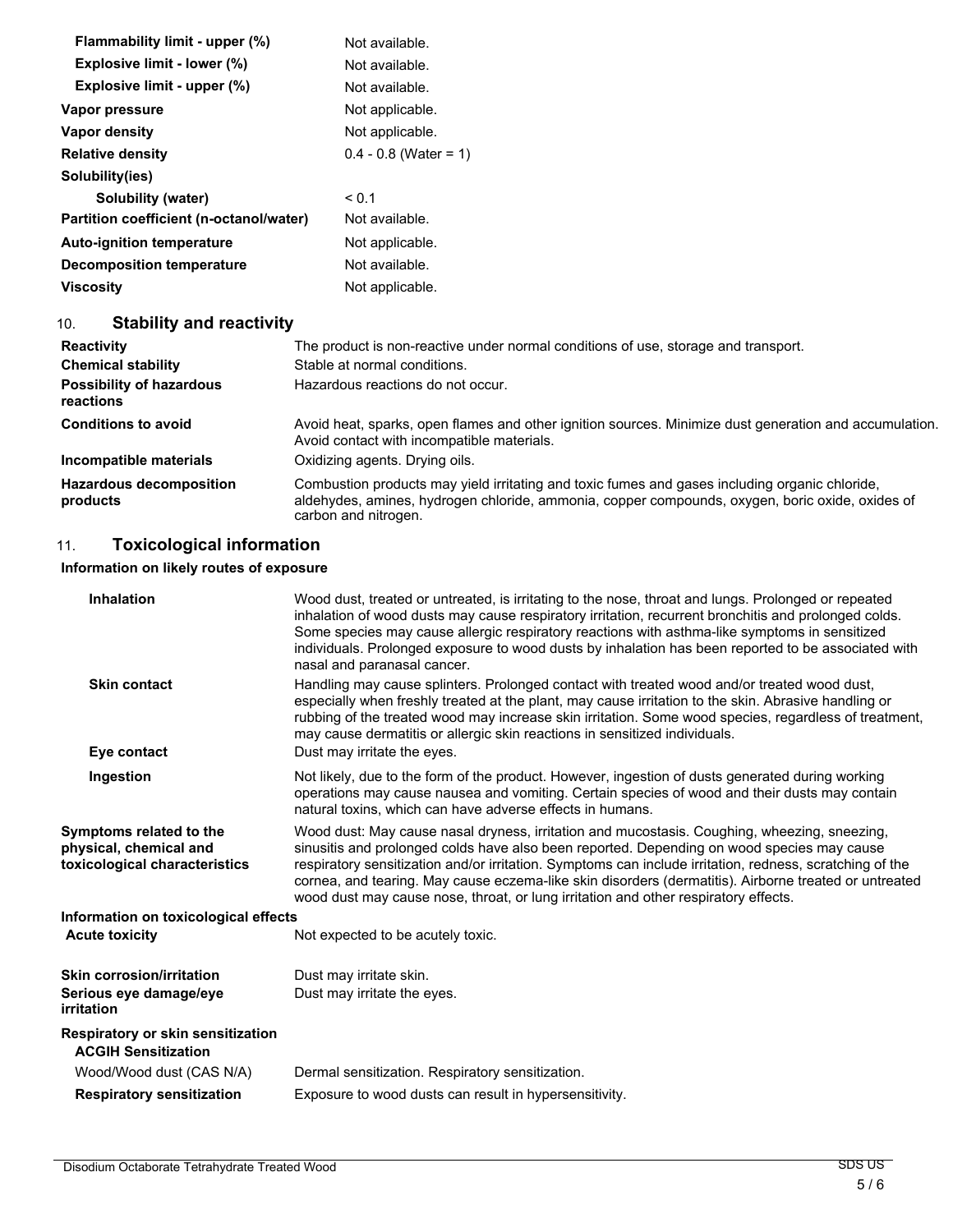| | |
|---|---|
| **Flammability limit - upper (%)** | Not available. |
| **Explosive limit - lower (%)** | Not available. |
| **Explosive limit - upper (%)** | Not available. |
| **Vapor pressure** | Not applicable. |
| **Vapor density** | Not applicable. |
| **Relative density** | 0.4 - 0.8 (Water = 1) |
| **Solubility(ies)** | |
| **Solubility (water)** | < 0.1 |
| **Partition coefficient (n-octanol/water)** | Not available. |
| **Auto-ignition temperature** | Not applicable. |
| **Decomposition temperature** | Not available. |
| **Viscosity** | Not applicable. |

## 10. Stability and reactivity

| | |
|---|---|
| **Reactivity** | The product is non-reactive under normal conditions of use, storage and transport. |
| **Chemical stability** | Stable at normal conditions. |
| **Possibility of hazardous reactions** | Hazardous reactions do not occur. |
| **Conditions to avoid** | Avoid heat, sparks, open flames and other ignition sources. Minimize dust generation and accumulation. Avoid contact with incompatible materials. |
| **Incompatible materials** | Oxidizing agents. Drying oils. |
| **Hazardous decomposition products** | Combustion products may yield irritating and toxic fumes and gases including organic chloride, aldehydes, amines, hydrogen chloride, ammonia, copper compounds, oxygen, boric oxide, oxides of carbon and nitrogen. |

## 11. Toxicological information

**Information on likely routes of exposure**

| | |
|---|---|
| **Inhalation** | Wood dust, treated or untreated, is irritating to the nose, throat and lungs. Prolonged or repeated inhalation of wood dusts may cause respiratory irritation, recurrent bronchitis and prolonged colds. Some species may cause allergic respiratory reactions with asthma-like symptoms in sensitized individuals. Prolonged exposure to wood dusts by inhalation has been reported to be associated with nasal and paranasal cancer. |
| **Skin contact** | Handling may cause splinters. Prolonged contact with treated wood and/or treated wood dust, especially when freshly treated at the plant, may cause irritation to the skin. Abrasive handling or rubbing of the treated wood may increase skin irritation. Some wood species, regardless of treatment, may cause dermatitis or allergic skin reactions in sensitized individuals. |
| **Eye contact** | Dust may irritate the eyes. |
| **Ingestion** | Not likely, due to the form of the product. However, ingestion of dusts generated during working operations may cause nausea and vomiting. Certain species of wood and their dusts may contain natural toxins, which can have adverse effects in humans. |
| **Symptoms related to the physical, chemical and toxicological characteristics** | Wood dust: May cause nasal dryness, irritation and mucostasis. Coughing, wheezing, sneezing, sinusitis and prolonged colds have also been reported. Depending on wood species may cause respiratory sensitization and/or irritation. Symptoms can include irritation, redness, scratching of the cornea, and tearing. May cause eczema-like skin disorders (dermatitis). Airborne treated or untreated wood dust may cause nose, throat, or lung irritation and other respiratory effects. |

**Information on toxicological effects**

| | |
|---|---|
| **Acute toxicity** | Not expected to be acutely toxic. |
| **Skin corrosion/irritation** | Dust may irritate skin. |
| **Serious eye damage/eye irritation** | Dust may irritate the eyes. |
| **Respiratory or skin sensitization** | |
| **ACGIH Sensitization** | |
| Wood/Wood dust (CAS N/A) | Dermal sensitization. Respiratory sensitization. |
| **Respiratory sensitization** | Exposure to wood dusts can result in hypersensitivity. |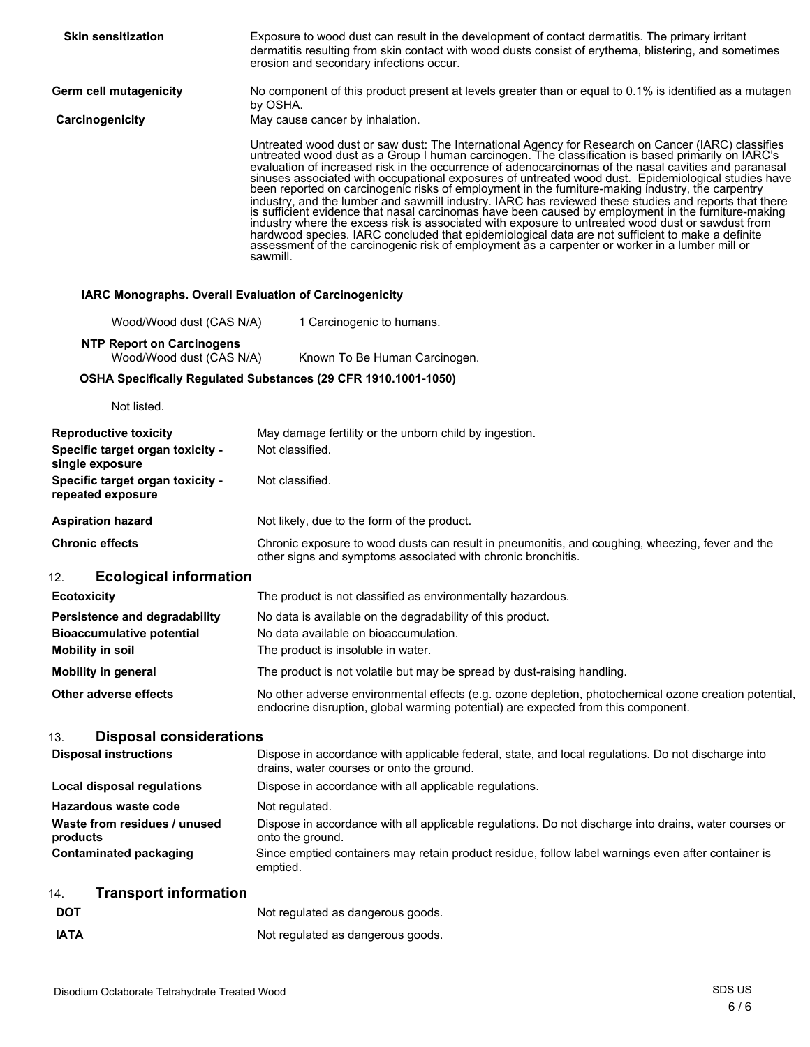**Skin sensitization** — Exposure to wood dust can result in the development of contact dermatitis. The primary irritant dermatitis resulting from skin contact with wood dusts consist of erythema, blistering, and sometimes erosion and secondary infections occur.

**Germ cell mutagenicity** — No component of this product present at levels greater than or equal to 0.1% is identified as a mutagen by OSHA.

**Carcinogenicity** — May cause cancer by inhalation.

Untreated wood dust or saw dust: The International Agency for Research on Cancer (IARC) classifies untreated wood dust as a Group I human carcinogen. The classification is based primarily on IARC's evaluation of increased risk in the occurrence of adenocarcinomas of the nasal cavities and paranasal sinuses associated with occupational exposures of untreated wood dust. Epidemiological studies have been reported on carcinogenic risks of employment in the furniture-making industry, the carpentry industry, and the lumber and sawmill industry. IARC has reviewed these studies and reports that there is sufficient evidence that nasal carcinomas have been caused by employment in the furniture-making industry where the excess risk is associated with exposure to untreated wood dust or sawdust from hardwood species. IARC concluded that epidemiological data are not sufficient to make a definite assessment of the carcinogenic risk of employment as a carpenter or worker in a lumber mill or sawmill.

**IARC Monographs. Overall Evaluation of Carcinogenicity**

Wood/Wood dust (CAS N/A) — 1 Carcinogenic to humans.

**NTP Report on Carcinogens**

Wood/Wood dust (CAS N/A) — Known To Be Human Carcinogen.

**OSHA Specifically Regulated Substances (29 CFR 1910.1001-1050)**

Not listed.

**Reproductive toxicity** — May damage fertility or the unborn child by ingestion.

**Specific target organ toxicity - single exposure** — Not classified.

**Specific target organ toxicity - repeated exposure** — Not classified.

**Aspiration hazard** — Not likely, due to the form of the product.

**Chronic effects** — Chronic exposure to wood dusts can result in pneumonitis, and coughing, wheezing, fever and the other signs and symptoms associated with chronic bronchitis.

## 12. Ecological information

**Ecotoxicity** — The product is not classified as environmentally hazardous.

**Persistence and degradability** — No data is available on the degradability of this product.

**Bioaccumulative potential** — No data available on bioaccumulation.

**Mobility in soil** — The product is insoluble in water.

**Mobility in general** — The product is not volatile but may be spread by dust-raising handling.

**Other adverse effects** — No other adverse environmental effects (e.g. ozone depletion, photochemical ozone creation potential, endocrine disruption, global warming potential) are expected from this component.

## 13. Disposal considerations

**Disposal instructions** — Dispose in accordance with applicable federal, state, and local regulations. Do not discharge into drains, water courses or onto the ground.

**Local disposal regulations** — Dispose in accordance with all applicable regulations.

**Hazardous waste code** — Not regulated.

**Waste from residues / unused products** — Dispose in accordance with all applicable regulations. Do not discharge into drains, water courses or onto the ground.

**Contaminated packaging** — Since emptied containers may retain product residue, follow label warnings even after container is emptied.

## 14. Transport information

**DOT** — Not regulated as dangerous goods.

**IATA** — Not regulated as dangerous goods.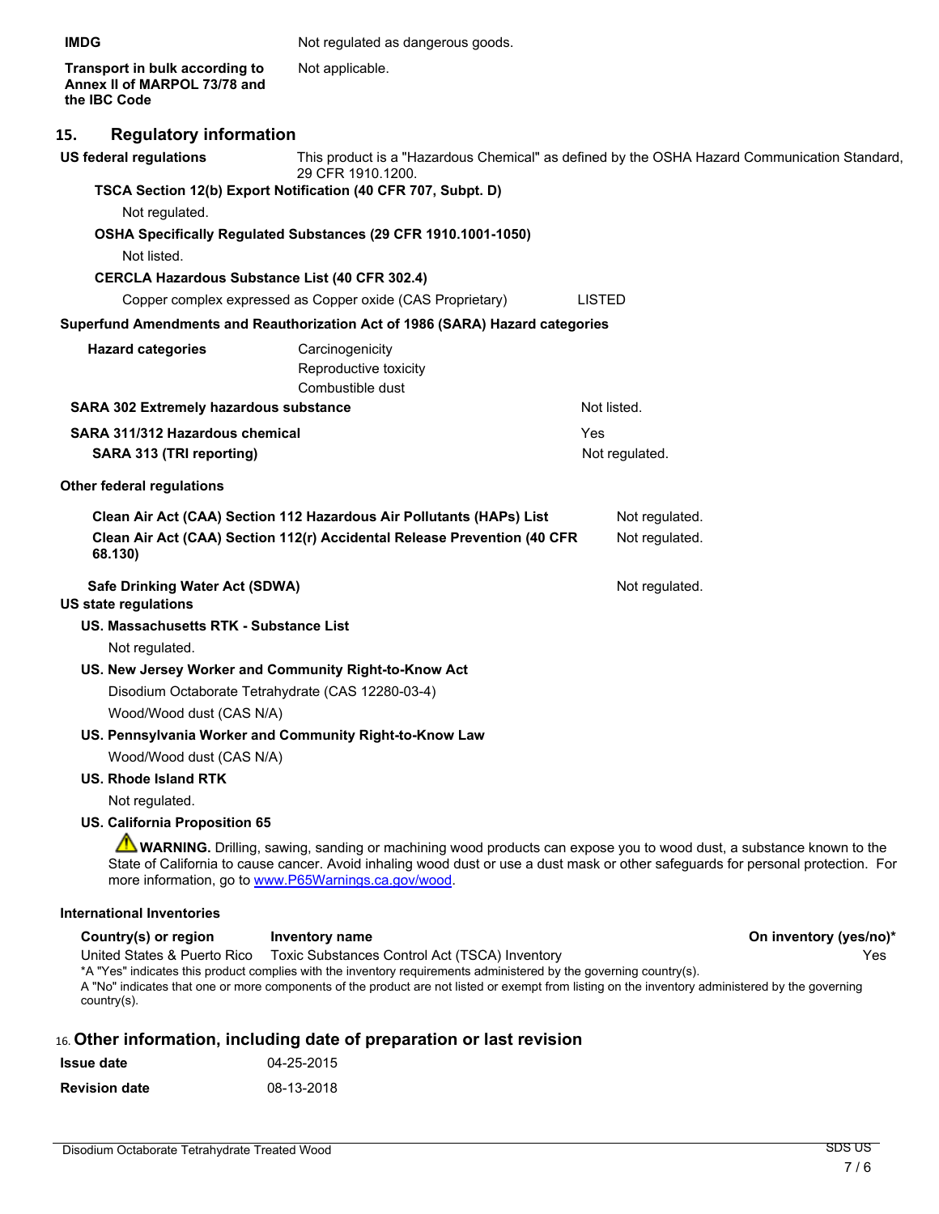**IMDG** Not regulated as dangerous goods.

**Transport in bulk according to Annex II of MARPOL 73/78 and the IBC Code** Not applicable.

## 15. Regulatory information

**US federal regulations** This product is a "Hazardous Chemical" as defined by the OSHA Hazard Communication Standard, 29 CFR 1910.1200.

**TSCA Section 12(b) Export Notification (40 CFR 707, Subpt. D)**

Not regulated.

**OSHA Specifically Regulated Substances (29 CFR 1910.1001-1050)**

Not listed.

**CERCLA Hazardous Substance List (40 CFR 302.4)**

Copper complex expressed as Copper oxide (CAS Proprietary) LISTED

**Superfund Amendments and Reauthorization Act of 1986 (SARA) Hazard categories**

**Hazard categories**
- Carcinogenicity
- Reproductive toxicity
- Combustible dust

**SARA 302 Extremely hazardous substance** Not listed.

**SARA 311/312 Hazardous chemical** Yes

**SARA 313 (TRI reporting)** Not regulated.

**Other federal regulations**

**Clean Air Act (CAA) Section 112 Hazardous Air Pollutants (HAPs) List** Not regulated.

**Clean Air Act (CAA) Section 112(r) Accidental Release Prevention (40 CFR 68.130)** Not regulated.

**Safe Drinking Water Act (SDWA)** Not regulated.

**US state regulations**

**US. Massachusetts RTK - Substance List**

Not regulated.

**US. New Jersey Worker and Community Right-to-Know Act**

Disodium Octaborate Tetrahydrate (CAS 12280-03-4)

Wood/Wood dust (CAS N/A)

**US. Pennsylvania Worker and Community Right-to-Know Law**

Wood/Wood dust (CAS N/A)

**US. Rhode Island RTK**

Not regulated.

**US. California Proposition 65**

⚠ **WARNING.** Drilling, sawing, sanding or machining wood products can expose you to wood dust, a substance known to the State of California to cause cancer. Avoid inhaling wood dust or use a dust mask or other safeguards for personal protection. For more information, go to www.P65Warnings.ca.gov/wood.

**International Inventories**

| Country(s) or region | Inventory name | On inventory (yes/no)* |
|---|---|---|
| United States & Puerto Rico | Toxic Substances Control Act (TSCA) Inventory | Yes |

*A "Yes" indicates this product complies with the inventory requirements administered by the governing country(s).
A "No" indicates that one or more components of the product are not listed or exempt from listing on the inventory administered by the governing country(s).

## 16. Other information, including date of preparation or last revision

**Issue date** 04-25-2015

**Revision date** 08-13-2018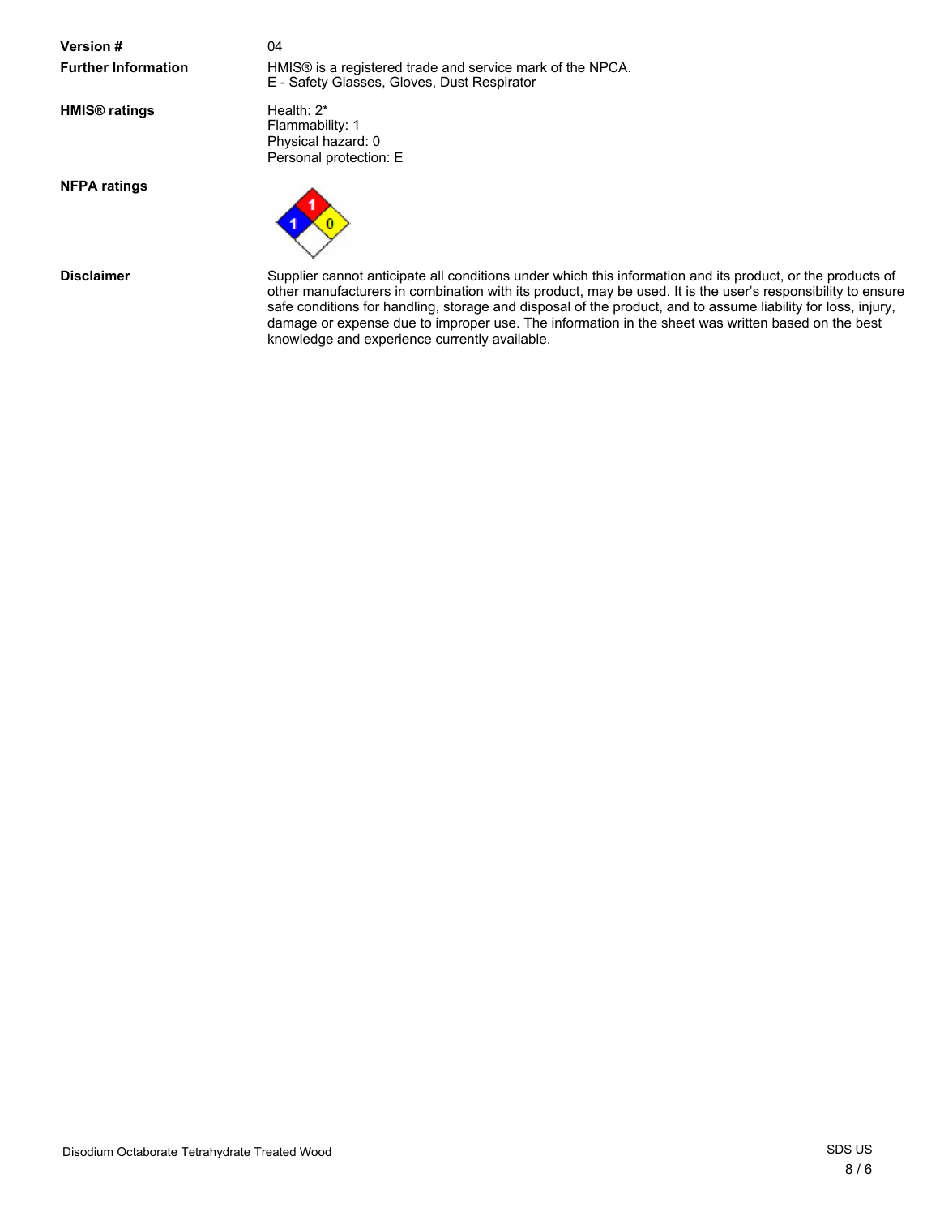**Version #** 04

**Further Information** HMIS® is a registered trade and service mark of the NPCA.
E - Safety Glasses, Gloves, Dust Respirator

**HMIS® ratings**
Health: 2*
Flammability: 1
Physical hazard: 0
Personal protection: E

**NFPA ratings**

1
1
0

**Disclaimer** Supplier cannot anticipate all conditions under which this information and its product, or the products of other manufacturers in combination with its product, may be used. It is the user's responsibility to ensure safe conditions for handling, storage and disposal of the product, and to assume liability for loss, injury, damage or expense due to improper use. The information in the sheet was written based on the best knowledge and experience currently available.